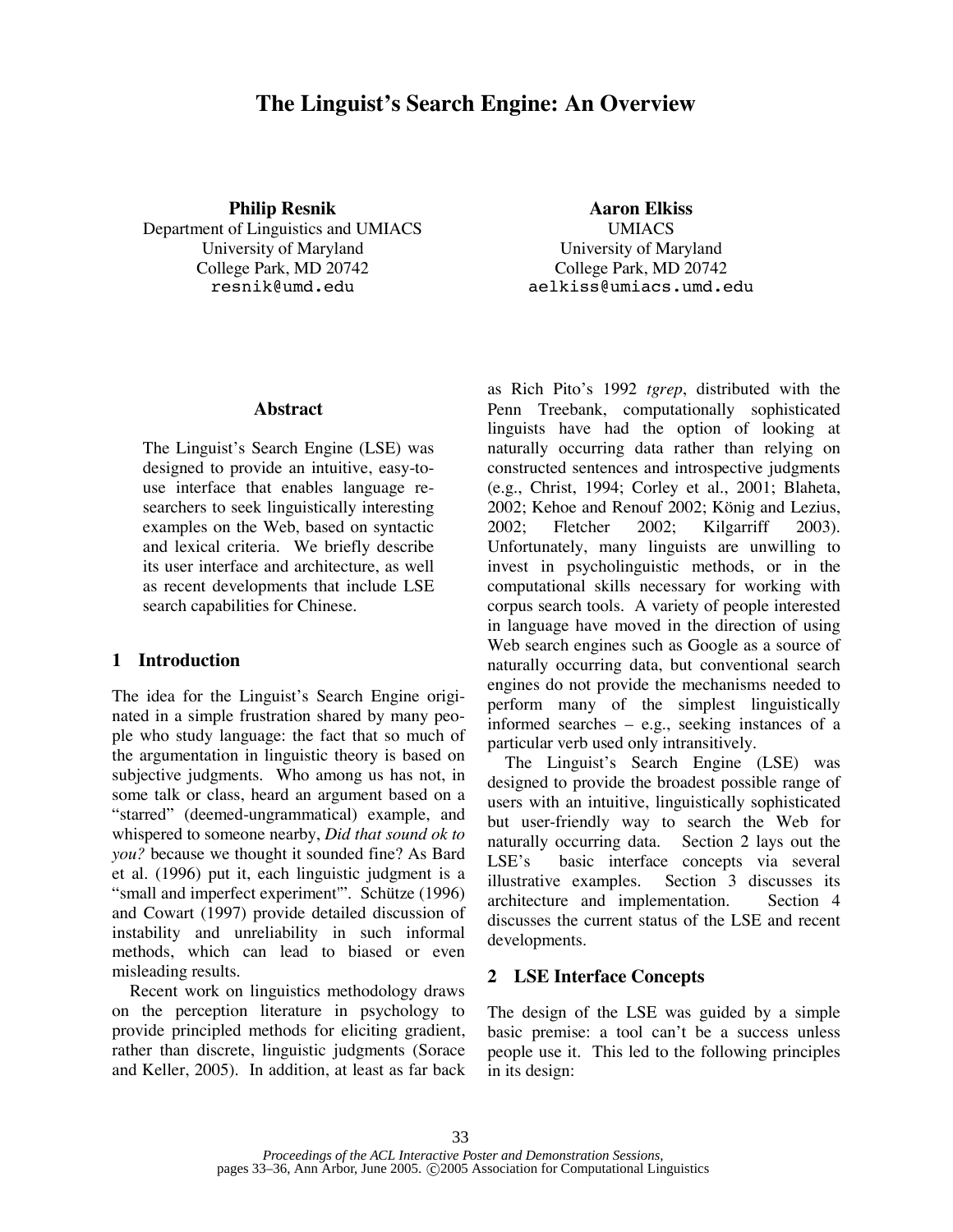# The Linguist's Search Engine: An Overview

**Philip Resnik**
Department of Linguistics and UMIACS
University of Maryland
College Park, MD 20742
resnik@umd.edu

**Aaron Elkiss**
UMIACS
University of Maryland
College Park, MD 20742
aelkiss@umiacs.umd.edu

## Abstract

The Linguist's Search Engine (LSE) was designed to provide an intuitive, easy-to-use interface that enables language researchers to seek linguistically interesting examples on the Web, based on syntactic and lexical criteria. We briefly describe its user interface and architecture, as well as recent developments that include LSE search capabilities for Chinese.

## 1 Introduction

The idea for the Linguist's Search Engine originated in a simple frustration shared by many people who study language: the fact that so much of the argumentation in linguistic theory is based on subjective judgments. Who among us has not, in some talk or class, heard an argument based on a "starred" (deemed-ungrammatical) example, and whispered to someone nearby, *Did that sound ok to you?* because we thought it sounded fine? As Bard et al. (1996) put it, each linguistic judgment is a "small and imperfect experiment"'. Schütze (1996) and Cowart (1997) provide detailed discussion of instability and unreliability in such informal methods, which can lead to biased or even misleading results.

Recent work on linguistics methodology draws on the perception literature in psychology to provide principled methods for eliciting gradient, rather than discrete, linguistic judgments (Sorace and Keller, 2005). In addition, at least as far back as Rich Pito's 1992 *tgrep*, distributed with the Penn Treebank, computationally sophisticated linguists have had the option of looking at naturally occurring data rather than relying on constructed sentences and introspective judgments (e.g., Christ, 1994; Corley et al., 2001; Blaheta, 2002; Kehoe and Renouf 2002; König and Lezius, 2002; Fletcher 2002; Kilgarriff 2003). Unfortunately, many linguists are unwilling to invest in psycholinguistic methods, or in the computational skills necessary for working with corpus search tools. A variety of people interested in language have moved in the direction of using Web search engines such as Google as a source of naturally occurring data, but conventional search engines do not provide the mechanisms needed to perform many of the simplest linguistically informed searches – e.g., seeking instances of a particular verb used only intransitively.

The Linguist's Search Engine (LSE) was designed to provide the broadest possible range of users with an intuitive, linguistically sophisticated but user-friendly way to search the Web for naturally occurring data. Section 2 lays out the LSE's basic interface concepts via several illustrative examples. Section 3 discusses its architecture and implementation. Section 4 discusses the current status of the LSE and recent developments.

## 2 LSE Interface Concepts

The design of the LSE was guided by a simple basic premise: a tool can't be a success unless people use it. This led to the following principles in its design: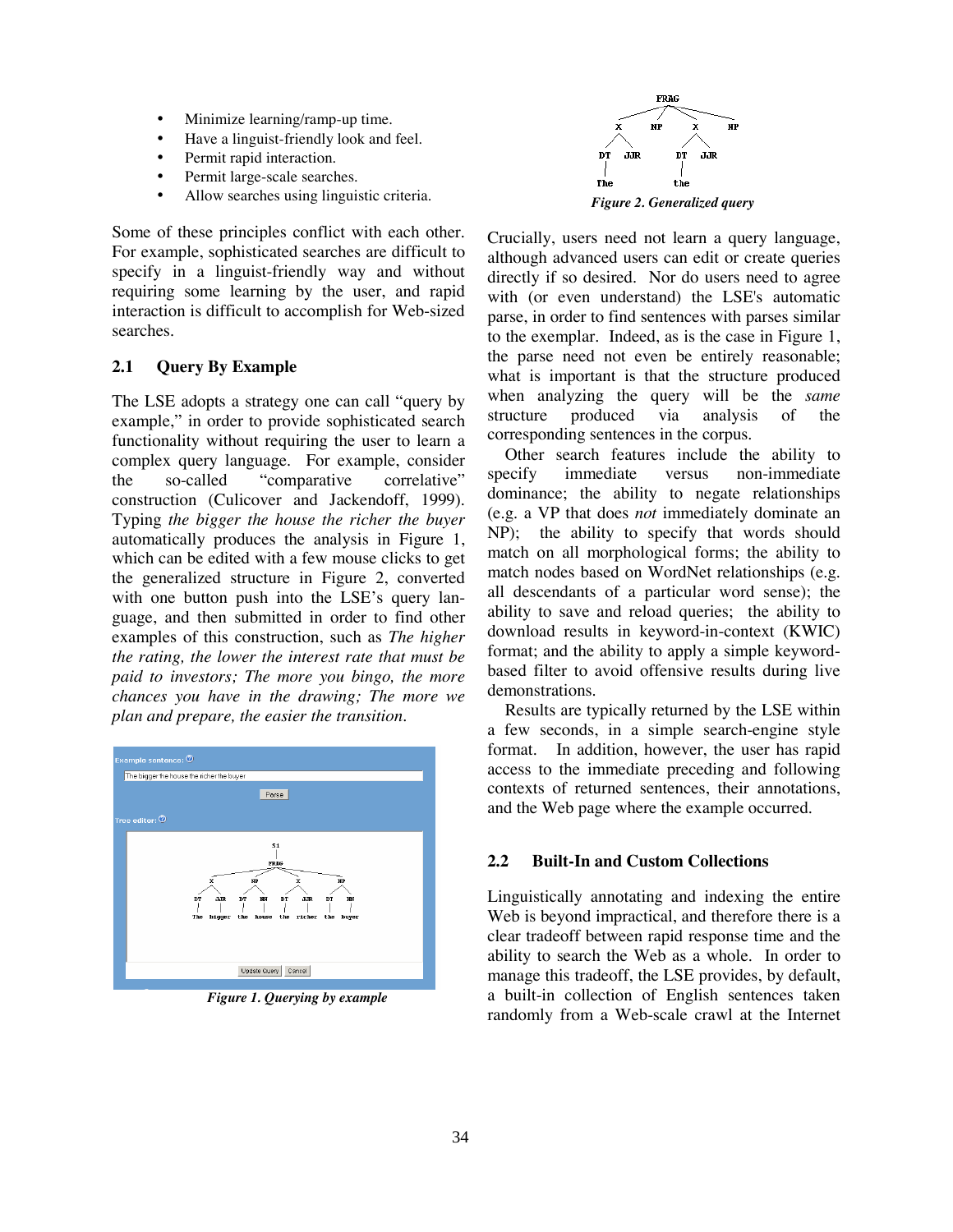- Minimize learning/ramp-up time.
- Have a linguist-friendly look and feel.
- Permit rapid interaction.
- Permit large-scale searches.
- Allow searches using linguistic criteria.

Some of these principles conflict with each other. For example, sophisticated searches are difficult to specify in a linguist-friendly way and without requiring some learning by the user, and rapid interaction is difficult to accomplish for Web-sized searches.

## 2.1 Query By Example

The LSE adopts a strategy one can call "query by example," in order to provide sophisticated search functionality without requiring the user to learn a complex query language. For example, consider the so-called "comparative correlative" construction (Culicover and Jackendoff, 1999). Typing *the bigger the house the richer the buyer* automatically produces the analysis in Figure 1, which can be edited with a few mouse clicks to get the generalized structure in Figure 2, converted with one button push into the LSE's query language, and then submitted in order to find other examples of this construction, such as *The higher the rating, the lower the interest rate that must be paid to investors; The more you bingo, the more chances you have in the drawing; The more we plan and prepare, the easier the transition.*

*Figure 1. Querying by example*

*Figure 2. Generalized query*

Crucially, users need not learn a query language, although advanced users can edit or create queries directly if so desired. Nor do users need to agree with (or even understand) the LSE's automatic parse, in order to find sentences with parses similar to the exemplar. Indeed, as is the case in Figure 1, the parse need not even be entirely reasonable; what is important is that the structure produced when analyzing the query will be the *same* structure produced via analysis of the corresponding sentences in the corpus.

Other search features include the ability to specify immediate versus non-immediate dominance; the ability to negate relationships (e.g. a VP that does *not* immediately dominate an NP); the ability to specify that words should match on all morphological forms; the ability to match nodes based on WordNet relationships (e.g. all descendants of a particular word sense); the ability to save and reload queries; the ability to download results in keyword-in-context (KWIC) format; and the ability to apply a simple keyword-based filter to avoid offensive results during live demonstrations.

Results are typically returned by the LSE within a few seconds, in a simple search-engine style format. In addition, however, the user has rapid access to the immediate preceding and following contexts of returned sentences, their annotations, and the Web page where the example occurred.

## 2.2 Built-In and Custom Collections

Linguistically annotating and indexing the entire Web is beyond impractical, and therefore there is a clear tradeoff between rapid response time and the ability to search the Web as a whole. In order to manage this tradeoff, the LSE provides, by default, a built-in collection of English sentences taken randomly from a Web-scale crawl at the Internet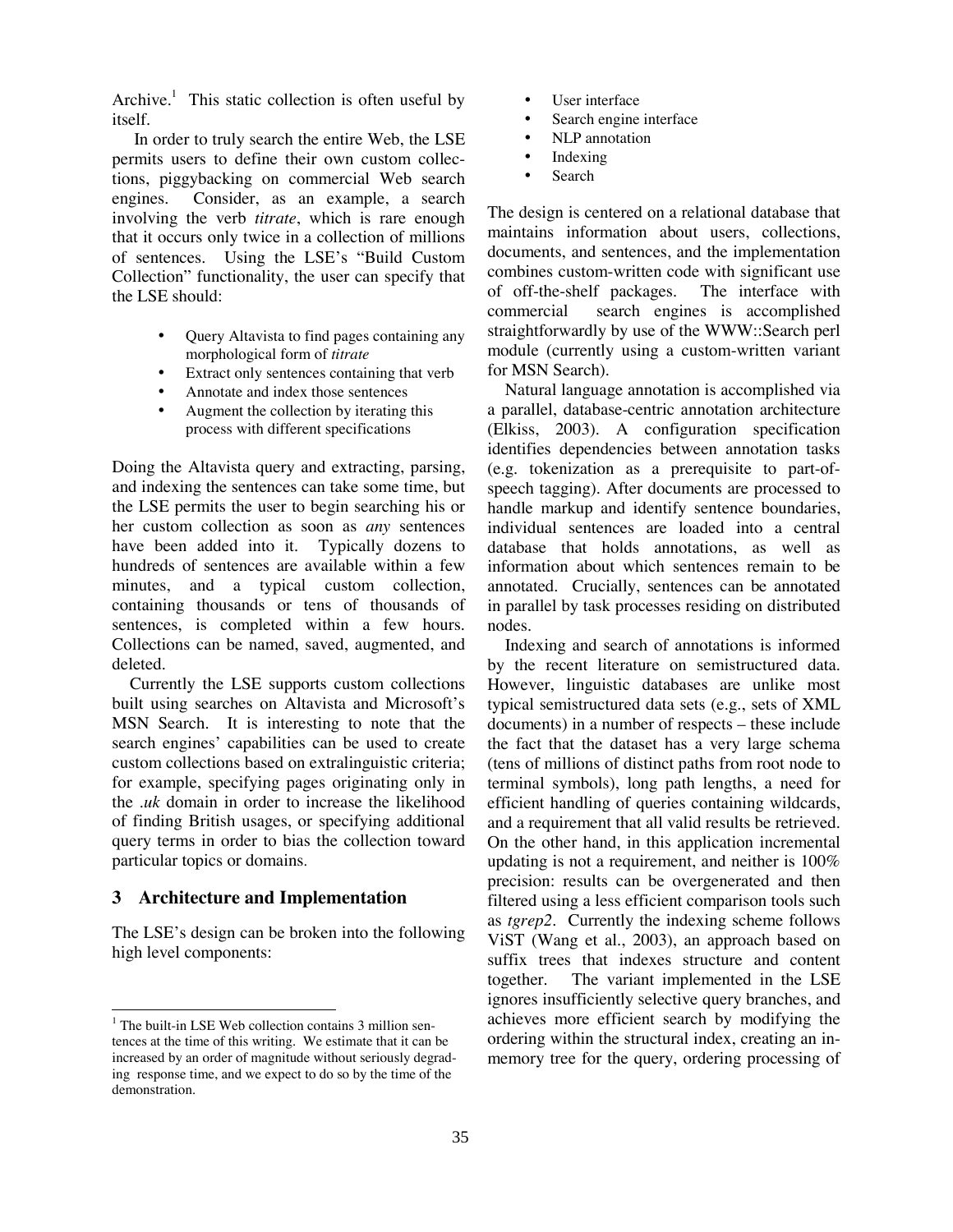Archive.[1] This static collection is often useful by itself.

In order to truly search the entire Web, the LSE permits users to define their own custom collections, piggybacking on commercial Web search engines. Consider, as an example, a search involving the verb *titrate*, which is rare enough that it occurs only twice in a collection of millions of sentences. Using the LSE's "Build Custom Collection" functionality, the user can specify that the LSE should:

- Query Altavista to find pages containing any morphological form of *titrate*
- Extract only sentences containing that verb
- Annotate and index those sentences
- Augment the collection by iterating this process with different specifications

Doing the Altavista query and extracting, parsing, and indexing the sentences can take some time, but the LSE permits the user to begin searching his or her custom collection as soon as *any* sentences have been added into it. Typically dozens to hundreds of sentences are available within a few minutes, and a typical custom collection, containing thousands or tens of thousands of sentences, is completed within a few hours. Collections can be named, saved, augmented, and deleted.

Currently the LSE supports custom collections built using searches on Altavista and Microsoft's MSN Search. It is interesting to note that the search engines' capabilities can be used to create custom collections based on extralinguistic criteria; for example, specifying pages originating only in the *.uk* domain in order to increase the likelihood of finding British usages, or specifying additional query terms in order to bias the collection toward particular topics or domains.

## 3 Architecture and Implementation

The LSE's design can be broken into the following high level components:

- User interface
- Search engine interface
- NLP annotation
- Indexing
- Search

The design is centered on a relational database that maintains information about users, collections, documents, and sentences, and the implementation combines custom-written code with significant use of off-the-shelf packages. The interface with commercial search engines is accomplished straightforwardly by use of the WWW::Search perl module (currently using a custom-written variant for MSN Search).

Natural language annotation is accomplished via a parallel, database-centric annotation architecture (Elkiss, 2003). A configuration specification identifies dependencies between annotation tasks (e.g. tokenization as a prerequisite to part-of-speech tagging). After documents are processed to handle markup and identify sentence boundaries, individual sentences are loaded into a central database that holds annotations, as well as information about which sentences remain to be annotated. Crucially, sentences can be annotated in parallel by task processes residing on distributed nodes.

Indexing and search of annotations is informed by the recent literature on semistructured data. However, linguistic databases are unlike most typical semistructured data sets (e.g., sets of XML documents) in a number of respects – these include the fact that the dataset has a very large schema (tens of millions of distinct paths from root node to terminal symbols), long path lengths, a need for efficient handling of queries containing wildcards, and a requirement that all valid results be retrieved. On the other hand, in this application incremental updating is not a requirement, and neither is 100% precision: results can be overgenerated and then filtered using a less efficient comparison tools such as *tgrep2*. Currently the indexing scheme follows ViST (Wang et al., 2003), an approach based on suffix trees that indexes structure and content together. The variant implemented in the LSE ignores insufficiently selective query branches, and achieves more efficient search by modifying the ordering within the structural index, creating an in-memory tree for the query, ordering processing of

[1] The built-in LSE Web collection contains 3 million sentences at the time of this writing. We estimate that it can be increased by an order of magnitude without seriously degrading response time, and we expect to do so by the time of the demonstration.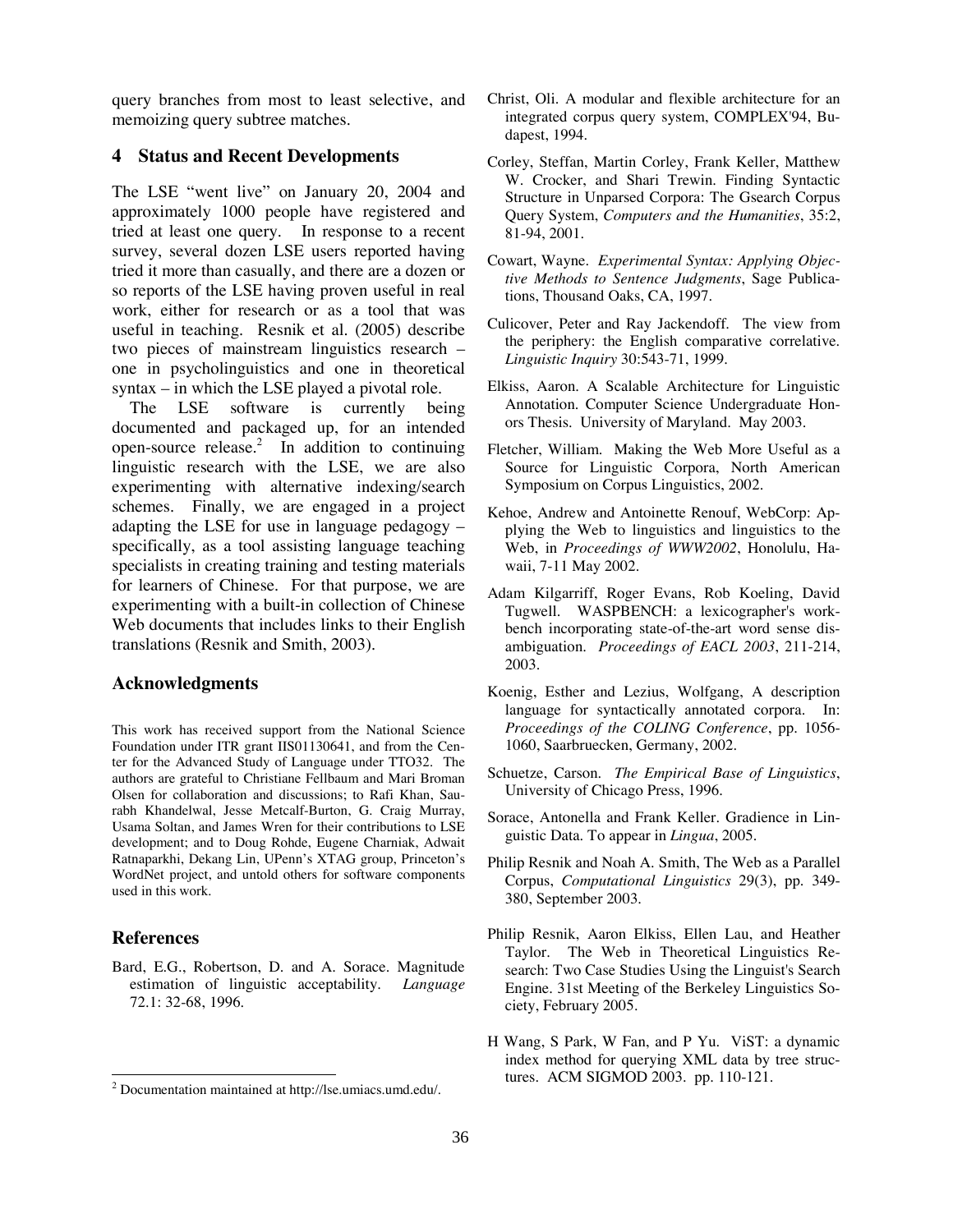query branches from most to least selective, and memoizing query subtree matches.

## 4 Status and Recent Developments

The LSE "went live" on January 20, 2004 and approximately 1000 people have registered and tried at least one query. In response to a recent survey, several dozen LSE users reported having tried it more than casually, and there are a dozen or so reports of the LSE having proven useful in real work, either for research or as a tool that was useful in teaching. Resnik et al. (2005) describe two pieces of mainstream linguistics research – one in psycholinguistics and one in theoretical syntax – in which the LSE played a pivotal role.

The LSE software is currently being documented and packaged up, for an intended open-source release.[2] In addition to continuing linguistic research with the LSE, we are also experimenting with alternative indexing/search schemes. Finally, we are engaged in a project adapting the LSE for use in language pedagogy – specifically, as a tool assisting language teaching specialists in creating training and testing materials for learners of Chinese. For that purpose, we are experimenting with a built-in collection of Chinese Web documents that includes links to their English translations (Resnik and Smith, 2003).

## Acknowledgments

This work has received support from the National Science Foundation under ITR grant IIS01130641, and from the Center for the Advanced Study of Language under TTO32. The authors are grateful to Christiane Fellbaum and Mari Broman Olsen for collaboration and discussions; to Rafi Khan, Saurabh Khandelwal, Jesse Metcalf-Burton, G. Craig Murray, Usama Soltan, and James Wren for their contributions to LSE development; and to Doug Rohde, Eugene Charniak, Adwait Ratnaparkhi, Dekang Lin, UPenn's XTAG group, Princeton's WordNet project, and untold others for software components used in this work.

## References

Bard, E.G., Robertson, D. and A. Sorace. Magnitude estimation of linguistic acceptability. *Language* 72.1: 32-68, 1996.

Christ, Oli. A modular and flexible architecture for an integrated corpus query system, COMPLEX'94, Budapest, 1994.

Corley, Steffan, Martin Corley, Frank Keller, Matthew W. Crocker, and Shari Trewin. Finding Syntactic Structure in Unparsed Corpora: The Gsearch Corpus Query System, *Computers and the Humanities*, 35:2, 81-94, 2001.

Cowart, Wayne. *Experimental Syntax: Applying Objective Methods to Sentence Judgments*, Sage Publications, Thousand Oaks, CA, 1997.

Culicover, Peter and Ray Jackendoff. The view from the periphery: the English comparative correlative. *Linguistic Inquiry* 30:543-71, 1999.

Elkiss, Aaron. A Scalable Architecture for Linguistic Annotation. Computer Science Undergraduate Honors Thesis. University of Maryland. May 2003.

Fletcher, William. Making the Web More Useful as a Source for Linguistic Corpora, North American Symposium on Corpus Linguistics, 2002.

Kehoe, Andrew and Antoinette Renouf, WebCorp: Applying the Web to linguistics and linguistics to the Web, in *Proceedings of WWW2002*, Honolulu, Hawaii, 7-11 May 2002.

Adam Kilgarriff, Roger Evans, Rob Koeling, David Tugwell. WASPBENCH: a lexicographer's workbench incorporating state-of-the-art word sense disambiguation. *Proceedings of EACL 2003*, 211-214, 2003.

Koenig, Esther and Lezius, Wolfgang, A description language for syntactically annotated corpora. In: *Proceedings of the COLING Conference*, pp. 1056-1060, Saarbruecken, Germany, 2002.

Schuetze, Carson. *The Empirical Base of Linguistics*, University of Chicago Press, 1996.

Sorace, Antonella and Frank Keller. Gradience in Linguistic Data. To appear in *Lingua*, 2005.

Philip Resnik and Noah A. Smith, The Web as a Parallel Corpus, *Computational Linguistics* 29(3), pp. 349-380, September 2003.

Philip Resnik, Aaron Elkiss, Ellen Lau, and Heather Taylor. The Web in Theoretical Linguistics Research: Two Case Studies Using the Linguist's Search Engine. 31st Meeting of the Berkeley Linguistics Society, February 2005.

H Wang, S Park, W Fan, and P Yu. ViST: a dynamic index method for querying XML data by tree structures. ACM SIGMOD 2003. pp. 110-121.

[2] Documentation maintained at http://lse.umiacs.umd.edu/.